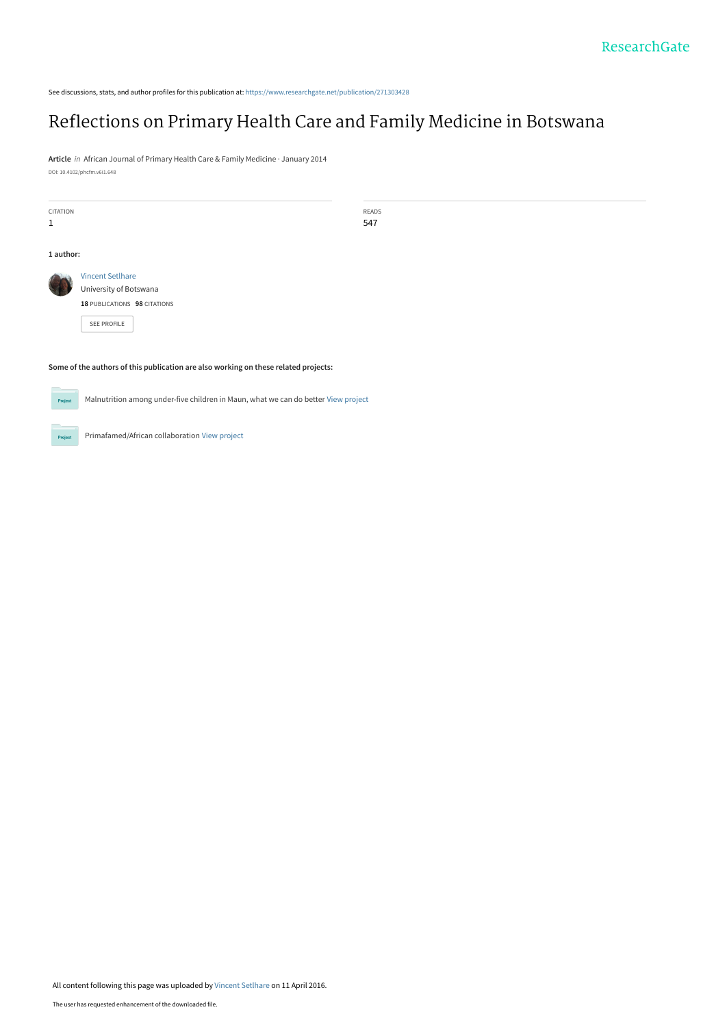See discussions, stats, and author profiles for this publication at: https://www.researchgate.net/publication/271303428

# Reflections on Primary Health Care and Family Medicine in Botswana

**Article** *in* African Journal of Primary Health Care & Family Medicine · January 2014

DOI: 10.4102/phcfm.v6i1.648

| CITATION | READS |
|---|---|
| 1 | 547 |

**1 author:**

Vincent Setlhare
University of Botswana
**18** PUBLICATIONS **98** CITATIONS

SEE PROFILE

**Some of the authors of this publication are also working on these related projects:**

Malnutrition among under-five children in Maun, what we can do better View project

Primafamed/African collaboration View project

All content following this page was uploaded by Vincent Setlhare on 11 April 2016.

The user has requested enhancement of the downloaded file.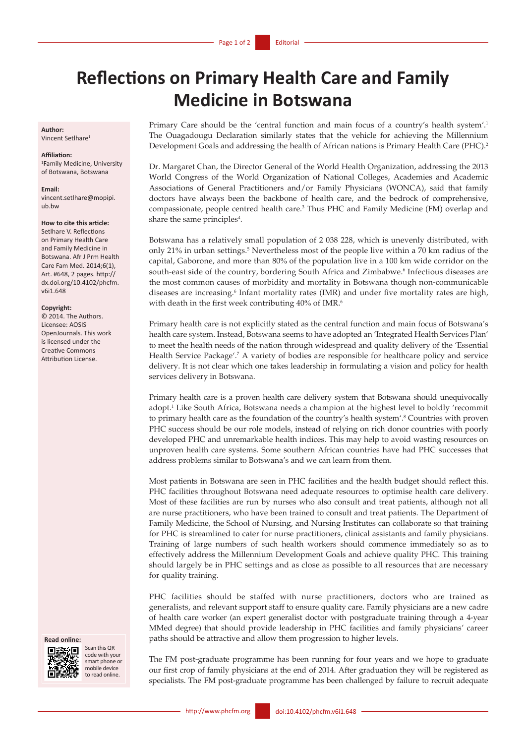# Reflections on Primary Health Care and Family Medicine in Botswana

**Author:**
Vincent Setlhare[1]

**Affiliation:**
[1]Family Medicine, University of Botswana, Botswana

**Email:**
vincent.setlhare@mopipi.ub.bw

**How to cite this article:**
Setlhare V. Reflections on Primary Health Care and Family Medicine in Botswana. Afr J Prm Health Care Fam Med. 2014;6(1), Art. #648, 2 pages. http://dx.doi.org/10.4102/phcfm.v6i1.648

**Copyright:**
© 2014. The Authors. Licensee: AOSIS OpenJournals. This work is licensed under the Creative Commons Attribution License.

**Read online:**
Scan this QR code with your smart phone or mobile device to read online.

Primary Care should be the 'central function and main focus of a country's health system'.[1] The Ouagadougu Declaration similarly states that the vehicle for achieving the Millennium Development Goals and addressing the health of African nations is Primary Health Care (PHC).[2]

Dr. Margaret Chan, the Director General of the World Health Organization, addressing the 2013 World Congress of the World Organization of National Colleges, Academies and Academic Associations of General Practitioners and/or Family Physicians (WONCA), said that family doctors have always been the backbone of health care, and the bedrock of comprehensive, compassionate, people centred health care.[3] Thus PHC and Family Medicine (FM) overlap and share the same principles[4].

Botswana has a relatively small population of 2 038 228, which is unevenly distributed, with only 21% in urban settings.[5] Nevertheless most of the people live within a 70 km radius of the capital, Gaborone, and more than 80% of the population live in a 100 km wide corridor on the south-east side of the country, bordering South Africa and Zimbabwe.[6] Infectious diseases are the most common causes of morbidity and mortality in Botswana though non-communicable diseases are increasing.[6] Infant mortality rates (IMR) and under five mortality rates are high, with death in the first week contributing 40% of IMR.[6]

Primary health care is not explicitly stated as the central function and main focus of Botswana's health care system. Instead, Botswana seems to have adopted an 'Integrated Health Services Plan' to meet the health needs of the nation through widespread and quality delivery of the 'Essential Health Service Package'.[7] A variety of bodies are responsible for healthcare policy and service delivery. It is not clear which one takes leadership in formulating a vision and policy for health services delivery in Botswana.

Primary health care is a proven health care delivery system that Botswana should unequivocally adopt.[1] Like South Africa, Botswana needs a champion at the highest level to boldly 'recommit to primary health care as the foundation of the country's health system'.[8] Countries with proven PHC success should be our role models, instead of relying on rich donor countries with poorly developed PHC and unremarkable health indices. This may help to avoid wasting resources on unproven health care systems. Some southern African countries have had PHC successes that address problems similar to Botswana's and we can learn from them.

Most patients in Botswana are seen in PHC facilities and the health budget should reflect this. PHC facilities throughout Botswana need adequate resources to optimise health care delivery. Most of these facilities are run by nurses who also consult and treat patients, although not all are nurse practitioners, who have been trained to consult and treat patients. The Department of Family Medicine, the School of Nursing, and Nursing Institutes can collaborate so that training for PHC is streamlined to cater for nurse practitioners, clinical assistants and family physicians. Training of large numbers of such health workers should commence immediately so as to effectively address the Millennium Development Goals and achieve quality PHC. This training should largely be in PHC settings and as close as possible to all resources that are necessary for quality training.

PHC facilities should be staffed with nurse practitioners, doctors who are trained as generalists, and relevant support staff to ensure quality care. Family physicians are a new cadre of health care worker (an expert generalist doctor with postgraduate training through a 4-year MMed degree) that should provide leadership in PHC facilities and family physicians' career paths should be attractive and allow them progression to higher levels.

The FM post-graduate programme has been running for four years and we hope to graduate our first crop of family physicians at the end of 2014. After graduation they will be registered as specialists. The FM post-graduate programme has been challenged by failure to recruit adequate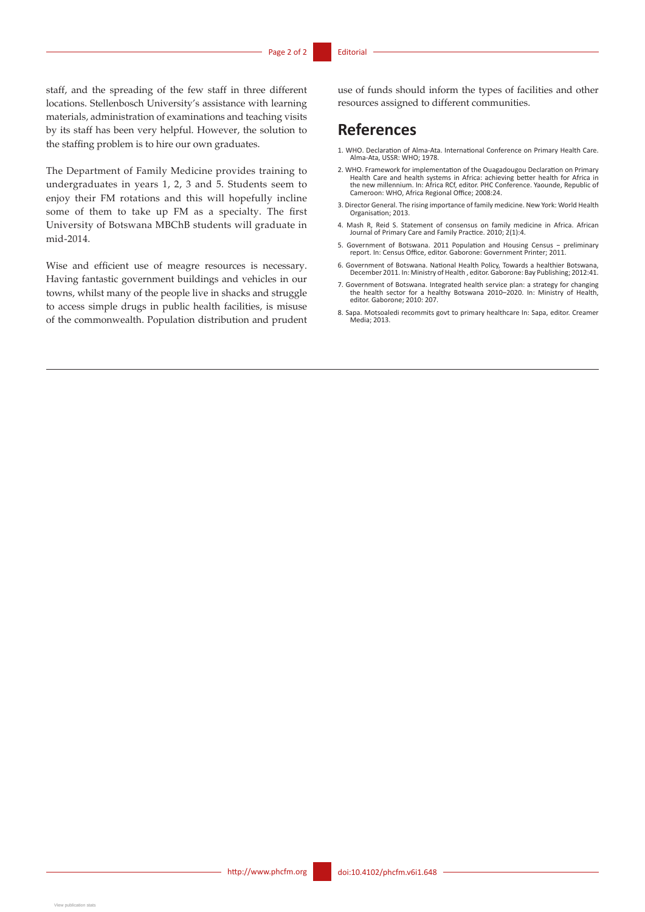staff, and the spreading of the few staff in three different locations. Stellenbosch University's assistance with learning materials, administration of examinations and teaching visits by its staff has been very helpful. However, the solution to the staffing problem is to hire our own graduates.

The Department of Family Medicine provides training to undergraduates in years 1, 2, 3 and 5. Students seem to enjoy their FM rotations and this will hopefully incline some of them to take up FM as a specialty. The first University of Botswana MBChB students will graduate in mid-2014.

Wise and efficient use of meagre resources is necessary. Having fantastic government buildings and vehicles in our towns, whilst many of the people live in shacks and struggle to access simple drugs in public health facilities, is misuse of the commonwealth. Population distribution and prudent use of funds should inform the types of facilities and other resources assigned to different communities.

## References

1. WHO. Declaration of Alma-Ata. International Conference on Primary Health Care. Alma-Ata, USSR: WHO; 1978.
2. WHO. Framework for implementation of the Ouagadougou Declaration on Primary Health Care and health systems in Africa: achieving better health for Africa in the new millennium. In: Africa RCf, editor. PHC Conference. Yaounde, Republic of Cameroon: WHO, Africa Regional Office; 2008:24.
3. Director General. The rising importance of family medicine. New York: World Health Organisation; 2013.
4. Mash R, Reid S. Statement of consensus on family medicine in Africa. African Journal of Primary Care and Family Practice. 2010; 2(1):4.
5. Government of Botswana. 2011 Population and Housing Census – preliminary report. In: Census Office, editor. Gaborone: Government Printer; 2011.
6. Government of Botswana. National Health Policy, Towards a healthier Botswana, December 2011. In: Ministry of Health , editor. Gaborone: Bay Publishing; 2012:41.
7. Government of Botswana. Integrated health service plan: a strategy for changing the health sector for a healthy Botswana 2010–2020. In: Ministry of Health, editor. Gaborone; 2010: 207.
8. Sapa. Motsoaledi recommits govt to primary healthcare In: Sapa, editor. Creamer Media; 2013.